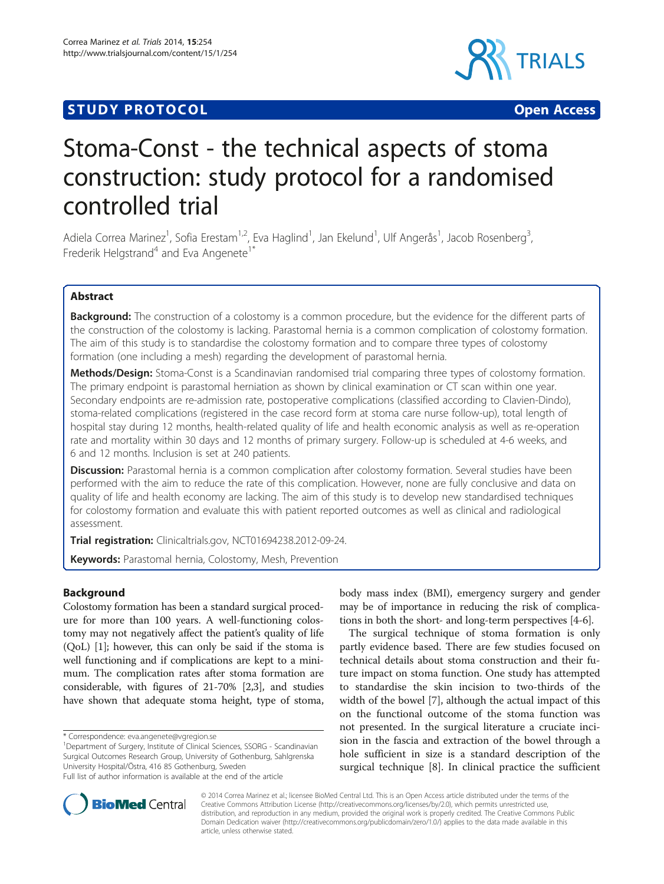STUDY PROTOCOL Open Access

# Stoma-Const - the technical aspects of stoma construction: study protocol for a randomised controlled trial

Adiela Correa Marinez[1], Sofia Erestam[1,2], Eva Haglind[1], Jan Ekelund[1], Ulf Angerås[1], Jacob Rosenberg[3], Frederik Helgstrand[4] and Eva Angenete[1*]

## Abstract

**Background:** The construction of a colostomy is a common procedure, but the evidence for the different parts of the construction of the colostomy is lacking. Parastomal hernia is a common complication of colostomy formation. The aim of this study is to standardise the colostomy formation and to compare three types of colostomy formation (one including a mesh) regarding the development of parastomal hernia.

**Methods/Design:** Stoma-Const is a Scandinavian randomised trial comparing three types of colostomy formation. The primary endpoint is parastomal herniation as shown by clinical examination or CT scan within one year. Secondary endpoints are re-admission rate, postoperative complications (classified according to Clavien-Dindo), stoma-related complications (registered in the case record form at stoma care nurse follow-up), total length of hospital stay during 12 months, health-related quality of life and health economic analysis as well as re-operation rate and mortality within 30 days and 12 months of primary surgery. Follow-up is scheduled at 4-6 weeks, and 6 and 12 months. Inclusion is set at 240 patients.

**Discussion:** Parastomal hernia is a common complication after colostomy formation. Several studies have been performed with the aim to reduce the rate of this complication. However, none are fully conclusive and data on quality of life and health economy are lacking. The aim of this study is to develop new standardised techniques for colostomy formation and evaluate this with patient reported outcomes as well as clinical and radiological assessment.

**Trial registration:** Clinicaltrials.gov, NCT01694238.2012-09-24.

**Keywords:** Parastomal hernia, Colostomy, Mesh, Prevention

## Background

Colostomy formation has been a standard surgical procedure for more than 100 years. A well-functioning colostomy may not negatively affect the patient's quality of life (QoL) [1]; however, this can only be said if the stoma is well functioning and if complications are kept to a minimum. The complication rates after stoma formation are considerable, with figures of 21-70% [2,3], and studies have shown that adequate stoma height, type of stoma, body mass index (BMI), emergency surgery and gender may be of importance in reducing the risk of complications in both the short- and long-term perspectives [4-6].

The surgical technique of stoma formation is only partly evidence based. There are few studies focused on technical details about stoma construction and their future impact on stoma function. One study has attempted to standardise the skin incision to two-thirds of the width of the bowel [7], although the actual impact of this on the functional outcome of the stoma function was not presented. In the surgical literature a cruciate incision in the fascia and extraction of the bowel through a hole sufficient in size is a standard description of the surgical technique [8]. In clinical practice the sufficient

\* Correspondence: eva.angenete@vgregion.se
[1]Department of Surgery, Institute of Clinical Sciences, SSORG - Scandinavian Surgical Outcomes Research Group, University of Gothenburg, Sahlgrenska University Hospital/Östra, 416 85 Gothenburg, Sweden
Full list of author information is available at the end of the article

© 2014 Correa Marinez et al.; licensee BioMed Central Ltd. This is an Open Access article distributed under the terms of the Creative Commons Attribution License (http://creativecommons.org/licenses/by/2.0), which permits unrestricted use, distribution, and reproduction in any medium, provided the original work is properly credited. The Creative Commons Public Domain Dedication waiver (http://creativecommons.org/publicdomain/zero/1.0/) applies to the data made available in this article, unless otherwise stated.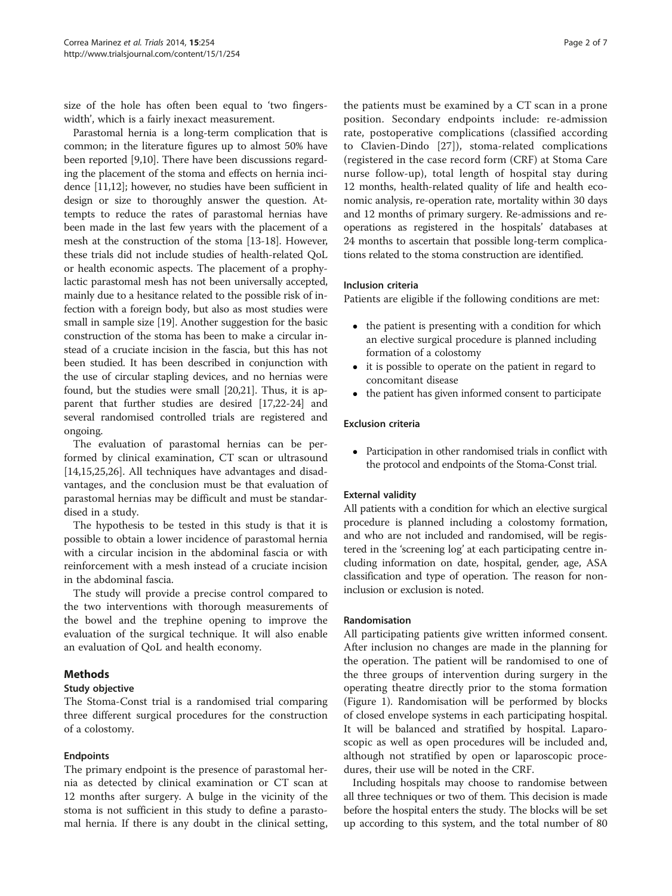size of the hole has often been equal to 'two fingers-width', which is a fairly inexact measurement.

Parastomal hernia is a long-term complication that is common; in the literature figures up to almost 50% have been reported [9,10]. There have been discussions regarding the placement of the stoma and effects on hernia incidence [11,12]; however, no studies have been sufficient in design or size to thoroughly answer the question. Attempts to reduce the rates of parastomal hernias have been made in the last few years with the placement of a mesh at the construction of the stoma [13-18]. However, these trials did not include studies of health-related QoL or health economic aspects. The placement of a prophylactic parastomal mesh has not been universally accepted, mainly due to a hesitance related to the possible risk of infection with a foreign body, but also as most studies were small in sample size [19]. Another suggestion for the basic construction of the stoma has been to make a circular instead of a cruciate incision in the fascia, but this has not been studied. It has been described in conjunction with the use of circular stapling devices, and no hernias were found, but the studies were small [20,21]. Thus, it is apparent that further studies are desired [17,22-24] and several randomised controlled trials are registered and ongoing.

The evaluation of parastomal hernias can be performed by clinical examination, CT scan or ultrasound [14,15,25,26]. All techniques have advantages and disadvantages, and the conclusion must be that evaluation of parastomal hernias may be difficult and must be standardised in a study.

The hypothesis to be tested in this study is that it is possible to obtain a lower incidence of parastomal hernia with a circular incision in the abdominal fascia or with reinforcement with a mesh instead of a cruciate incision in the abdominal fascia.

The study will provide a precise control compared to the two interventions with thorough measurements of the bowel and the trephine opening to improve the evaluation of the surgical technique. It will also enable an evaluation of QoL and health economy.

## Methods

### Study objective

The Stoma-Const trial is a randomised trial comparing three different surgical procedures for the construction of a colostomy.

### Endpoints

The primary endpoint is the presence of parastomal hernia as detected by clinical examination or CT scan at 12 months after surgery. A bulge in the vicinity of the stoma is not sufficient in this study to define a parastomal hernia. If there is any doubt in the clinical setting, the patients must be examined by a CT scan in a prone position. Secondary endpoints include: re-admission rate, postoperative complications (classified according to Clavien-Dindo [27]), stoma-related complications (registered in the case record form (CRF) at Stoma Care nurse follow-up), total length of hospital stay during 12 months, health-related quality of life and health economic analysis, re-operation rate, mortality within 30 days and 12 months of primary surgery. Re-admissions and re-operations as registered in the hospitals' databases at 24 months to ascertain that possible long-term complications related to the stoma construction are identified.

### Inclusion criteria

Patients are eligible if the following conditions are met:

- the patient is presenting with a condition for which an elective surgical procedure is planned including formation of a colostomy
- it is possible to operate on the patient in regard to concomitant disease
- the patient has given informed consent to participate

### Exclusion criteria

- Participation in other randomised trials in conflict with the protocol and endpoints of the Stoma-Const trial.

### External validity

All patients with a condition for which an elective surgical procedure is planned including a colostomy formation, and who are not included and randomised, will be registered in the 'screening log' at each participating centre including information on date, hospital, gender, age, ASA classification and type of operation. The reason for non-inclusion or exclusion is noted.

### Randomisation

All participating patients give written informed consent. After inclusion no changes are made in the planning for the operation. The patient will be randomised to one of the three groups of intervention during surgery in the operating theatre directly prior to the stoma formation (Figure 1). Randomisation will be performed by blocks of closed envelope systems in each participating hospital. It will be balanced and stratified by hospital. Laparoscopic as well as open procedures will be included and, although not stratified by open or laparoscopic procedures, their use will be noted in the CRF.

Including hospitals may choose to randomise between all three techniques or two of them. This decision is made before the hospital enters the study. The blocks will be set up according to this system, and the total number of 80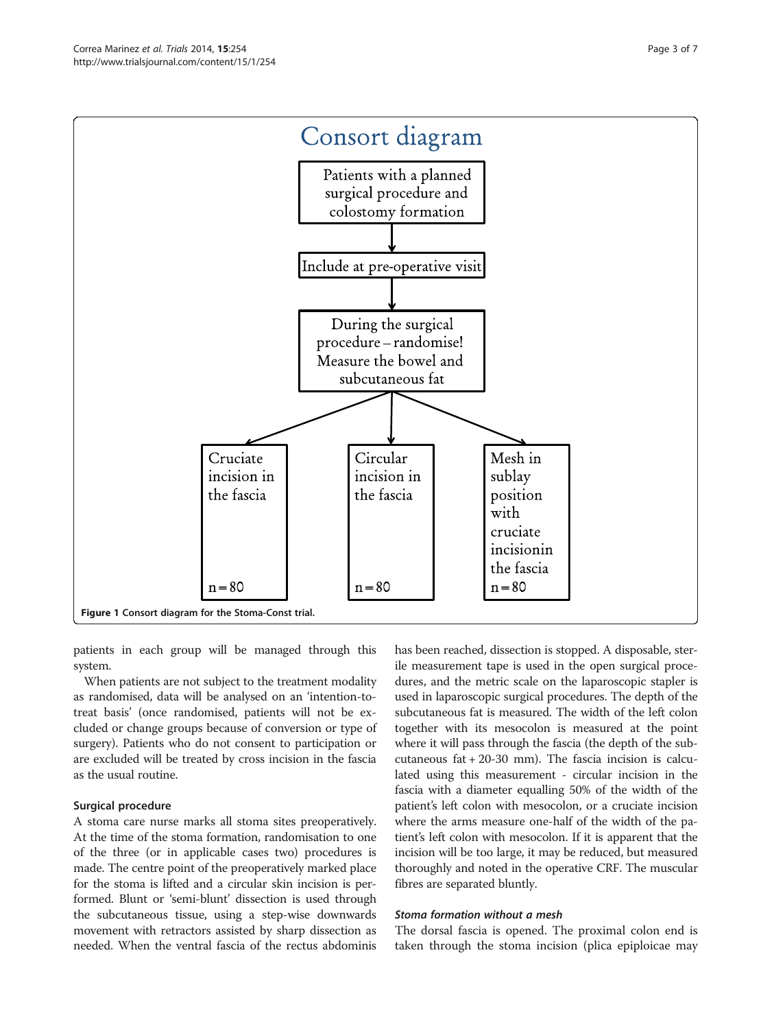Consort diagram

Patients with a planned surgical procedure and colostomy formation

Include at pre-operative visit

During the surgical procedure – randomise! Measure the bowel and subcutaneous fat

| Cruciate incision in the fascia | Circular incision in the fascia | Mesh in sublay position with cruciate incisionin the fascia |
| --- | --- | --- |
| n = 80 | n = 80 | n = 80 |

**Figure 1 Consort diagram for the Stoma-Const trial.**

patients in each group will be managed through this system.

When patients are not subject to the treatment modality as randomised, data will be analysed on an 'intention-to-treat basis' (once randomised, patients will not be excluded or change groups because of conversion or type of surgery). Patients who do not consent to participation or are excluded will be treated by cross incision in the fascia as the usual routine.

### Surgical procedure

A stoma care nurse marks all stoma sites preoperatively. At the time of the stoma formation, randomisation to one of the three (or in applicable cases two) procedures is made. The centre point of the preoperatively marked place for the stoma is lifted and a circular skin incision is performed. Blunt or 'semi-blunt' dissection is used through the subcutaneous tissue, using a step-wise downwards movement with retractors assisted by sharp dissection as needed. When the ventral fascia of the rectus abdominis has been reached, dissection is stopped. A disposable, sterile measurement tape is used in the open surgical procedures, and the metric scale on the laparoscopic stapler is used in laparoscopic surgical procedures. The depth of the subcutaneous fat is measured. The width of the left colon together with its mesocolon is measured at the point where it will pass through the fascia (the depth of the subcutaneous fat + 20-30 mm). The fascia incision is calculated using this measurement - circular incision in the fascia with a diameter equalling 50% of the width of the patient's left colon with mesocolon, or a cruciate incision where the arms measure one-half of the width of the patient's left colon with mesocolon. If it is apparent that the incision will be too large, it may be reduced, but measured thoroughly and noted in the operative CRF. The muscular fibres are separated bluntly.

#### *Stoma formation without a mesh*

The dorsal fascia is opened. The proximal colon end is taken through the stoma incision (plica epiploicae may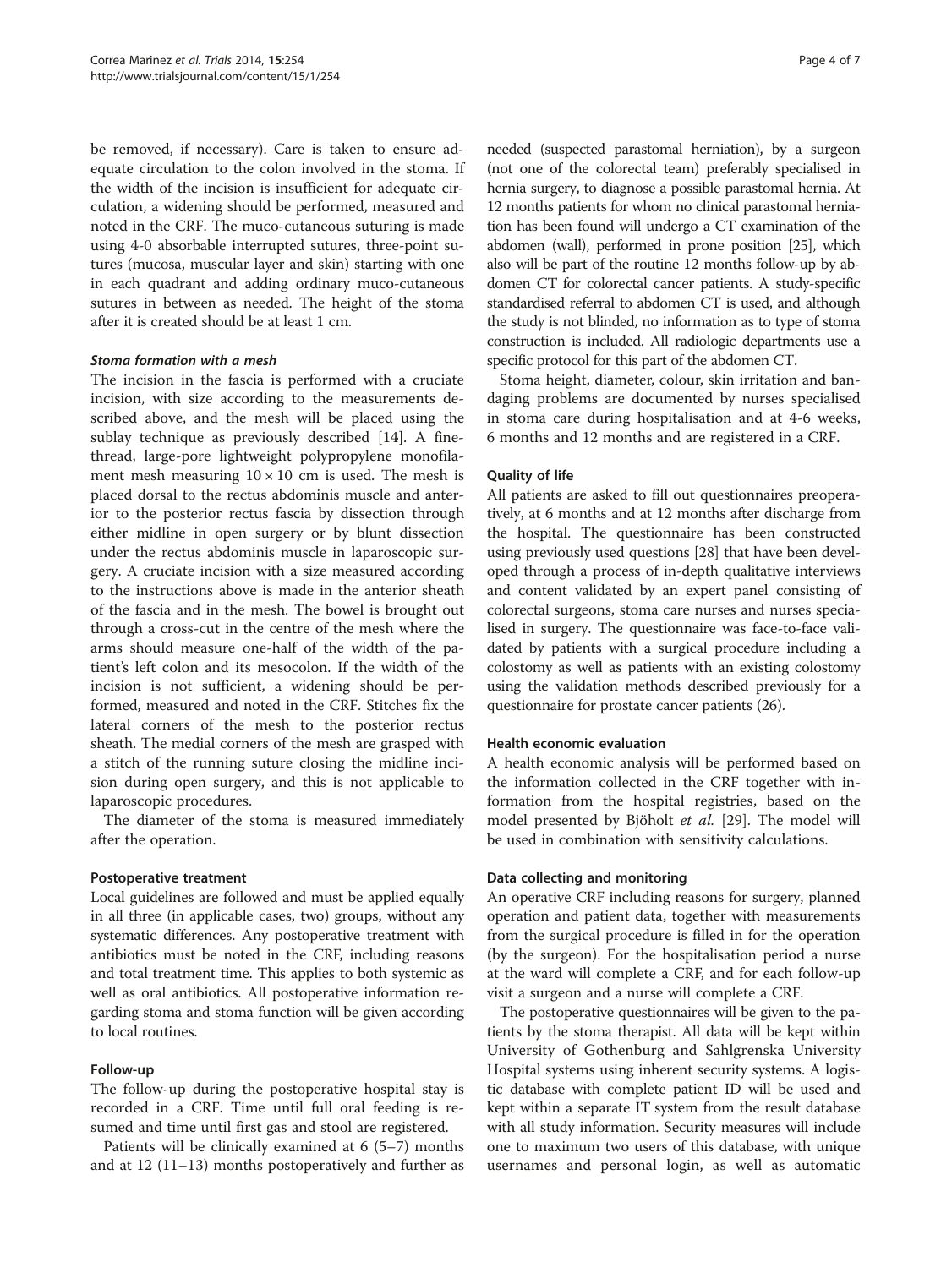be removed, if necessary). Care is taken to ensure adequate circulation to the colon involved in the stoma. If the width of the incision is insufficient for adequate circulation, a widening should be performed, measured and noted in the CRF. The muco-cutaneous suturing is made using 4-0 absorbable interrupted sutures, three-point sutures (mucosa, muscular layer and skin) starting with one in each quadrant and adding ordinary muco-cutaneous sutures in between as needed. The height of the stoma after it is created should be at least 1 cm.

#### *Stoma formation with a mesh*

The incision in the fascia is performed with a cruciate incision, with size according to the measurements described above, and the mesh will be placed using the sublay technique as previously described [14]. A fine-thread, large-pore lightweight polypropylene monofilament mesh measuring 10 × 10 cm is used. The mesh is placed dorsal to the rectus abdominis muscle and anterior to the posterior rectus fascia by dissection through either midline in open surgery or by blunt dissection under the rectus abdominis muscle in laparoscopic surgery. A cruciate incision with a size measured according to the instructions above is made in the anterior sheath of the fascia and in the mesh. The bowel is brought out through a cross-cut in the centre of the mesh where the arms should measure one-half of the width of the patient's left colon and its mesocolon. If the width of the incision is not sufficient, a widening should be performed, measured and noted in the CRF. Stitches fix the lateral corners of the mesh to the posterior rectus sheath. The medial corners of the mesh are grasped with a stitch of the running suture closing the midline incision during open surgery, and this is not applicable to laparoscopic procedures.

The diameter of the stoma is measured immediately after the operation.

### Postoperative treatment

Local guidelines are followed and must be applied equally in all three (in applicable cases, two) groups, without any systematic differences. Any postoperative treatment with antibiotics must be noted in the CRF, including reasons and total treatment time. This applies to both systemic as well as oral antibiotics. All postoperative information regarding stoma and stoma function will be given according to local routines.

### Follow-up

The follow-up during the postoperative hospital stay is recorded in a CRF. Time until full oral feeding is resumed and time until first gas and stool are registered.

Patients will be clinically examined at 6 (5–7) months and at 12 (11–13) months postoperatively and further as needed (suspected parastomal herniation), by a surgeon (not one of the colorectal team) preferably specialised in hernia surgery, to diagnose a possible parastomal hernia. At 12 months patients for whom no clinical parastomal herniation has been found will undergo a CT examination of the abdomen (wall), performed in prone position [25], which also will be part of the routine 12 months follow-up by abdomen CT for colorectal cancer patients. A study-specific standardised referral to abdomen CT is used, and although the study is not blinded, no information as to type of stoma construction is included. All radiologic departments use a specific protocol for this part of the abdomen CT.

Stoma height, diameter, colour, skin irritation and bandaging problems are documented by nurses specialised in stoma care during hospitalisation and at 4-6 weeks, 6 months and 12 months and are registered in a CRF.

### Quality of life

All patients are asked to fill out questionnaires preoperatively, at 6 months and at 12 months after discharge from the hospital. The questionnaire has been constructed using previously used questions [28] that have been developed through a process of in-depth qualitative interviews and content validated by an expert panel consisting of colorectal surgeons, stoma care nurses and nurses specialised in surgery. The questionnaire was face-to-face validated by patients with a surgical procedure including a colostomy as well as patients with an existing colostomy using the validation methods described previously for a questionnaire for prostate cancer patients (26).

### Health economic evaluation

A health economic analysis will be performed based on the information collected in the CRF together with information from the hospital registries, based on the model presented by Bjöholt *et al.* [29]. The model will be used in combination with sensitivity calculations.

### Data collecting and monitoring

An operative CRF including reasons for surgery, planned operation and patient data, together with measurements from the surgical procedure is filled in for the operation (by the surgeon). For the hospitalisation period a nurse at the ward will complete a CRF, and for each follow-up visit a surgeon and a nurse will complete a CRF.

The postoperative questionnaires will be given to the patients by the stoma therapist. All data will be kept within University of Gothenburg and Sahlgrenska University Hospital systems using inherent security systems. A logistic database with complete patient ID will be used and kept within a separate IT system from the result database with all study information. Security measures will include one to maximum two users of this database, with unique usernames and personal login, as well as automatic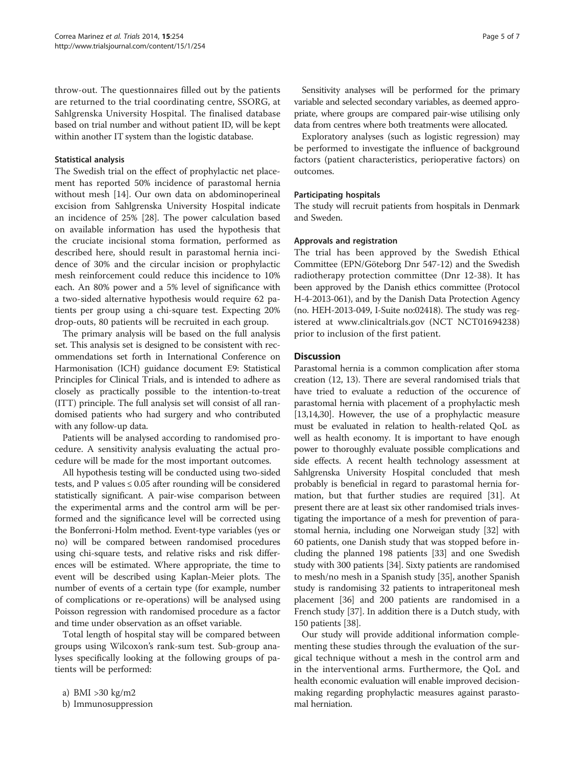throw-out. The questionnaires filled out by the patients are returned to the trial coordinating centre, SSORG, at Sahlgrenska University Hospital. The finalised database based on trial number and without patient ID, will be kept within another IT system than the logistic database.

### Statistical analysis

The Swedish trial on the effect of prophylactic net placement has reported 50% incidence of parastomal hernia without mesh [14]. Our own data on abdominoperineal excision from Sahlgrenska University Hospital indicate an incidence of 25% [28]. The power calculation based on available information has used the hypothesis that the cruciate incisional stoma formation, performed as described here, should result in parastomal hernia incidence of 30% and the circular incision or prophylactic mesh reinforcement could reduce this incidence to 10% each. An 80% power and a 5% level of significance with a two-sided alternative hypothesis would require 62 patients per group using a chi-square test. Expecting 20% drop-outs, 80 patients will be recruited in each group.

The primary analysis will be based on the full analysis set. This analysis set is designed to be consistent with recommendations set forth in International Conference on Harmonisation (ICH) guidance document E9: Statistical Principles for Clinical Trials, and is intended to adhere as closely as practically possible to the intention-to-treat (ITT) principle. The full analysis set will consist of all randomised patients who had surgery and who contributed with any follow-up data.

Patients will be analysed according to randomised procedure. A sensitivity analysis evaluating the actual procedure will be made for the most important outcomes.

All hypothesis testing will be conducted using two-sided tests, and P values ≤ 0.05 after rounding will be considered statistically significant. A pair-wise comparison between the experimental arms and the control arm will be performed and the significance level will be corrected using the Bonferroni-Holm method. Event-type variables (yes or no) will be compared between randomised procedures using chi-square tests, and relative risks and risk differences will be estimated. Where appropriate, the time to event will be described using Kaplan-Meier plots. The number of events of a certain type (for example, number of complications or re-operations) will be analysed using Poisson regression with randomised procedure as a factor and time under observation as an offset variable.

Total length of hospital stay will be compared between groups using Wilcoxon's rank-sum test. Sub-group analyses specifically looking at the following groups of patients will be performed:

a) BMI >30 kg/m2
b) Immunosuppression

Sensitivity analyses will be performed for the primary variable and selected secondary variables, as deemed appropriate, where groups are compared pair-wise utilising only data from centres where both treatments were allocated.

Exploratory analyses (such as logistic regression) may be performed to investigate the influence of background factors (patient characteristics, perioperative factors) on outcomes.

### Participating hospitals

The study will recruit patients from hospitals in Denmark and Sweden.

### Approvals and registration

The trial has been approved by the Swedish Ethical Committee (EPN/Göteborg Dnr 547-12) and the Swedish radiotherapy protection committee (Dnr 12-38). It has been approved by the Danish ethics committee (Protocol H-4-2013-061), and by the Danish Data Protection Agency (no. HEH-2013-049, I-Suite no:02418). The study was registered at www.clinicaltrials.gov (NCT NCT01694238) prior to inclusion of the first patient.

## Discussion

Parastomal hernia is a common complication after stoma creation (12, 13). There are several randomised trials that have tried to evaluate a reduction of the occurence of parastomal hernia with placement of a prophylactic mesh [13,14,30]. However, the use of a prophylactic measure must be evaluated in relation to health-related QoL as well as health economy. It is important to have enough power to thoroughly evaluate possible complications and side effects. A recent health technology assessment at Sahlgrenska University Hospital concluded that mesh probably is beneficial in regard to parastomal hernia formation, but that further studies are required [31]. At present there are at least six other randomised trials investigating the importance of a mesh for prevention of parastomal hernia, including one Norweigan study [32] with 60 patients, one Danish study that was stopped before including the planned 198 patients [33] and one Swedish study with 300 patients [34]. Sixty patients are randomised to mesh/no mesh in a Spanish study [35], another Spanish study is randomising 32 patients to intraperitoneal mesh placement [36] and 200 patients are randomised in a French study [37]. In addition there is a Dutch study, with 150 patients [38].

Our study will provide additional information complementing these studies through the evaluation of the surgical technique without a mesh in the control arm and in the interventional arms. Furthermore, the QoL and health economic evaluation will enable improved decision-making regarding prophylactic measures against parastomal herniation.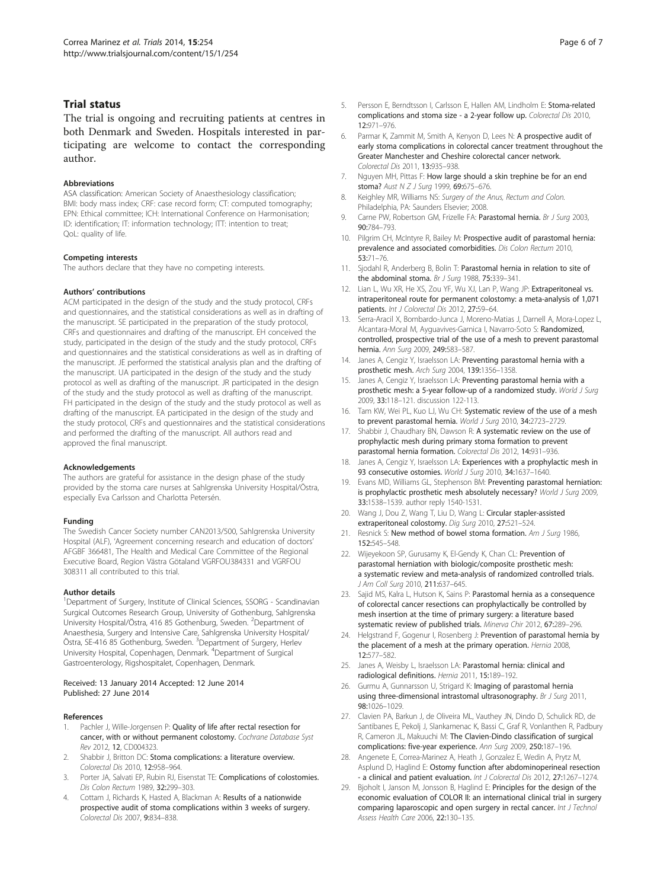## Trial status

The trial is ongoing and recruiting patients at centres in both Denmark and Sweden. Hospitals interested in participating are welcome to contact the corresponding author.

#### Abbreviations

ASA classification: American Society of Anaesthesiology classification; BMI: body mass index; CRF: case record form; CT: computed tomography; EPN: Ethical committee; ICH: International Conference on Harmonisation; ID: identification; IT: information technology; ITT: intention to treat; QoL: quality of life.

#### Competing interests

The authors declare that they have no competing interests.

#### Authors' contributions

ACM participated in the design of the study and the study protocol, CRFs and questionnaires, and the statistical considerations as well as in drafting of the manuscript. SE participated in the preparation of the study protocol, CRFs and questionnaires and drafting of the manuscript. EH conceived the study, participated in the design of the study and the study protocol, CRFs and questionnaires and the statistical considerations as well as in drafting of the manuscript. JE performed the statistical analysis plan and the drafting of the manuscript. UA participated in the design of the study and the study protocol as well as drafting of the manuscript. JR participated in the design of the study and the study protocol as well as drafting of the manuscript. FH participated in the design of the study and the study protocol as well as drafting of the manuscript. EA participated in the design of the study and the study protocol, CRFs and questionnaires and the statistical considerations and performed the drafting of the manuscript. All authors read and approved the final manuscript.

#### Acknowledgements

The authors are grateful for assistance in the design phase of the study provided by the stoma care nurses at Sahlgrenska University Hospital/Östra, especially Eva Carlsson and Charlotta Petersén.

#### Funding

The Swedish Cancer Society number CAN2013/500, Sahlgrenska University Hospital (ALF), 'Agreement concerning research and education of doctors' AFGBF 366481, The Health and Medical Care Committee of the Regional Executive Board, Region Västra Götaland VGRFOU384331 and VGRFOU 308311 all contributed to this trial.

#### Author details

[1]Department of Surgery, Institute of Clinical Sciences, SSORG - Scandinavian Surgical Outcomes Research Group, University of Gothenburg, Sahlgrenska University Hospital/Östra, 416 85 Gothenburg, Sweden. [2]Department of Anaesthesia, Surgery and Intensive Care, Sahlgrenska University Hospital/Östra, SE-416 85 Gothenburg, Sweden. [3]Department of Surgery, Herlev University Hospital, Copenhagen, Denmark. [4]Department of Surgical Gastroenterology, Rigshospitalet, Copenhagen, Denmark.

Received: 13 January 2014 Accepted: 12 June 2014
Published: 27 June 2014

#### References

1. Pachler J, Wille-Jorgensen P: **Quality of life after rectal resection for cancer, with or without permanent colostomy.** *Cochrane Database Syst Rev* 2012, **12**, CD004323.
2. Shabbir J, Britton DC: **Stoma complications: a literature overview.** *Colorectal Dis* 2010, **12**:958–964.
3. Porter JA, Salvati EP, Rubin RJ, Eisenstat TE: **Complications of colostomies.** *Dis Colon Rectum* 1989, **32**:299–303.
4. Cottam J, Richards K, Hasted A, Blackman A: **Results of a nationwide prospective audit of stoma complications within 3 weeks of surgery.** *Colorectal Dis* 2007, **9**:834–838.
5. Persson E, Berndtsson I, Carlsson E, Hallen AM, Lindholm E: **Stoma-related complications and stoma size - a 2-year follow up.** *Colorectal Dis* 2010, **12**:971–976.
6. Parmar K, Zammit M, Smith A, Kenyon D, Lees N: **A prospective audit of early stoma complications in colorectal cancer treatment throughout the Greater Manchester and Cheshire colorectal cancer network.** *Colorectal Dis* 2011, **13**:935–938.
7. Nguyen MH, Pittas F: **How large should a skin trephine be for an end stoma?** *Aust N Z J Surg* 1999, **69**:675–676.
8. Keighley MR, Williams NS: *Surgery of the Anus, Rectum and Colon.* Philadelphia, PA: Saunders Elsevier; 2008.
9. Carne PW, Robertson GM, Frizelle FA: **Parastomal hernia.** *Br J Surg* 2003, **90**:784–793.
10. Pilgrim CH, McIntyre R, Bailey M: **Prospective audit of parastomal hernia: prevalence and associated comorbidities.** *Dis Colon Rectum* 2010, **53**:71–76.
11. Sjodahl R, Anderberg B, Bolin T: **Parastomal hernia in relation to site of the abdominal stoma.** *Br J Surg* 1988, **75**:339–341.
12. Lian L, Wu XR, He XS, Zou YF, Wu XJ, Lan P, Wang JP: **Extraperitoneal vs. intraperitoneal route for permanent colostomy: a meta-analysis of 1,071 patients.** *Int J Colorectal Dis* 2012, **27**:59–64.
13. Serra-Aracil X, Bombardo-Junca J, Moreno-Matias J, Darnell A, Mora-Lopez L, Alcantara-Moral M, Ayguavives-Garnica I, Navarro-Soto S: **Randomized, controlled, prospective trial of the use of a mesh to prevent parastomal hernia.** *Ann Surg* 2009, **249**:583–587.
14. Janes A, Cengiz Y, Israelsson LA: **Preventing parastomal hernia with a prosthetic mesh.** *Arch Surg* 2004, **139**:1356–1358.
15. Janes A, Cengiz Y, Israelsson LA: **Preventing parastomal hernia with a prosthetic mesh: a 5-year follow-up of a randomized study.** *World J Surg* 2009, **33**:118–121. discussion 122-113.
16. Tam KW, Wei PL, Kuo LJ, Wu CH: **Systematic review of the use of a mesh to prevent parastomal hernia.** *World J Surg* 2010, **34**:2723–2729.
17. Shabbir J, Chaudhary BN, Dawson R: **A systematic review on the use of prophylactic mesh during primary stoma formation to prevent parastomal hernia formation.** *Colorectal Dis* 2012, **14**:931–936.
18. Janes A, Cengiz Y, Israelsson LA: **Experiences with a prophylactic mesh in 93 consecutive ostomies.** *World J Surg* 2010, **34**:1637–1640.
19. Evans MD, Williams GL, Stephenson BM: **Preventing parastomal herniation: is prophylactic prosthetic mesh absolutely necessary?** *World J Surg* 2009, **33**:1538–1539. author reply 1540-1531.
20. Wang J, Dou Z, Wang T, Liu D, Wang L: **Circular stapler-assisted extraperitoneal colostomy.** *Dig Surg* 2010, **27**:521–524.
21. Resnick S: **New method of bowel stoma formation.** *Am J Surg* 1986, **152**:545–548.
22. Wijeyekoon SP, Gurusamy K, El-Gendy K, Chan CL: **Prevention of parastomal herniation with biologic/composite prosthetic mesh: a systematic review and meta-analysis of randomized controlled trials.** *J Am Coll Surg* 2010, **211**:637–645.
23. Sajid MS, Kalra L, Hutson K, Sains P: **Parastomal hernia as a consequence of colorectal cancer resections can prophylactically be controlled by mesh insertion at the time of primary surgery: a literature based systematic review of published trials.** *Minerva Chir* 2012, **67**:289–296.
24. Helgstrand F, Gogenur I, Rosenberg J: **Prevention of parastomal hernia by the placement of a mesh at the primary operation.** *Hernia* 2008, **12**:577–582.
25. Janes A, Weisby L, Israelsson LA: **Parastomal hernia: clinical and radiological definitions.** *Hernia* 2011, **15**:189–192.
26. Gurmu A, Gunnarsson U, Strigard K: **Imaging of parastomal hernia using three-dimensional intrastomal ultrasonography.** *Br J Surg* 2011, **98**:1026–1029.
27. Clavien PA, Barkun J, de Oliveira ML, Vauthey JN, Dindo D, Schulick RD, de Santibanes E, Pekolj J, Slankamenac K, Bassi C, Graf R, Vonlanthen R, Padbury R, Cameron JL, Makuuchi M: **The Clavien-Dindo classification of surgical complications: five-year experience.** *Ann Surg* 2009, **250**:187–196.
28. Angenete E, Correa-Marinez A, Heath J, Gonzalez E, Wedin A, Prytz M, Asplund D, Haglind E: **Ostomy function after abdominoperineal resection - a clinical and patient evaluation.** *Int J Colorectal Dis* 2012, **27**:1267–1274.
29. Bjoholt I, Janson M, Jonsson B, Haglind E: **Principles for the design of the economic evaluation of COLOR II: an international clinical trial in surgery comparing laparoscopic and open surgery in rectal cancer.** *Int J Technol Assess Health Care* 2006, **22**:130–135.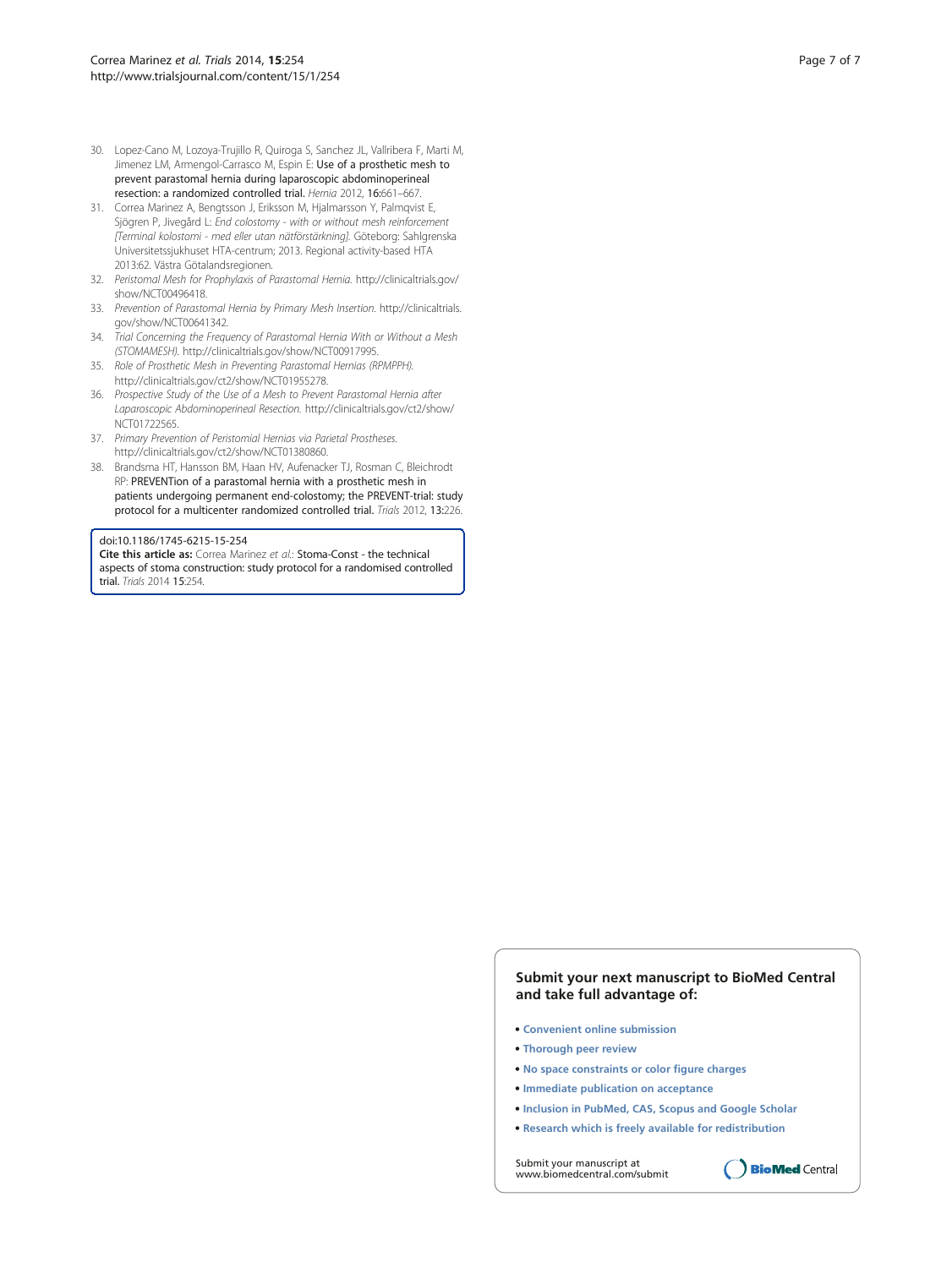30. Lopez-Cano M, Lozoya-Trujillo R, Quiroga S, Sanchez JL, Vallribera F, Marti M, Jimenez LM, Armengol-Carrasco M, Espin E: **Use of a prosthetic mesh to prevent parastomal hernia during laparoscopic abdominoperineal resection: a randomized controlled trial.** *Hernia* 2012, **16:**661–667.
31. Correa Marinez A, Bengtsson J, Eriksson M, Hjalmarsson Y, Palmqvist E, Sjögren P, Jivegård L: *End colostomy - with or without mesh reinforcement [Terminal kolostomi - med eller utan nätförstärkning].* Göteborg: Sahlgrenska Universitetssjukhuset HTA-centrum; 2013. Regional activity-based HTA 2013:62. Västra Götalandsregionen.
32. *Peristomal Mesh for Prophylaxis of Parastomal Hernia.* http://clinicaltrials.gov/show/NCT00496418.
33. *Prevention of Parastomal Hernia by Primary Mesh Insertion.* http://clinicaltrials.gov/show/NCT00641342.
34. *Trial Concerning the Frequency of Parastomal Hernia With or Without a Mesh (STOMAMESH).* http://clinicaltrials.gov/show/NCT00917995.
35. *Role of Prosthetic Mesh in Preventing Parastomal Hernias (RPMPPH).* http://clinicaltrials.gov/ct2/show/NCT01955278.
36. *Prospective Study of the Use of a Mesh to Prevent Parastomal Hernia after Laparoscopic Abdominoperineal Resection.* http://clinicaltrials.gov/ct2/show/NCT01722565.
37. *Primary Prevention of Peristomial Hernias via Parietal Prostheses.* http://clinicaltrials.gov/ct2/show/NCT01380860.
38. Brandsma HT, Hansson BM, Haan HV, Aufenacker TJ, Rosman C, Bleichrodt RP: **PREVENTion of a parastomal hernia with a prosthetic mesh in patients undergoing permanent end-colostomy; the PREVENT-trial: study protocol for a multicenter randomized controlled trial.** *Trials* 2012, **13:**226.

doi:10.1186/1745-6215-15-254
**Cite this article as:** Correa Marinez *et al.*: **Stoma-Const - the technical aspects of stoma construction: study protocol for a randomised controlled trial.** *Trials* 2014 **15**:254.

**Submit your next manuscript to BioMed Central and take full advantage of:**

- **Convenient online submission**
- **Thorough peer review**
- **No space constraints or color figure charges**
- **Immediate publication on acceptance**
- **Inclusion in PubMed, CAS, Scopus and Google Scholar**
- **Research which is freely available for redistribution**

Submit your manuscript at
www.biomedcentral.com/submit

BioMed Central